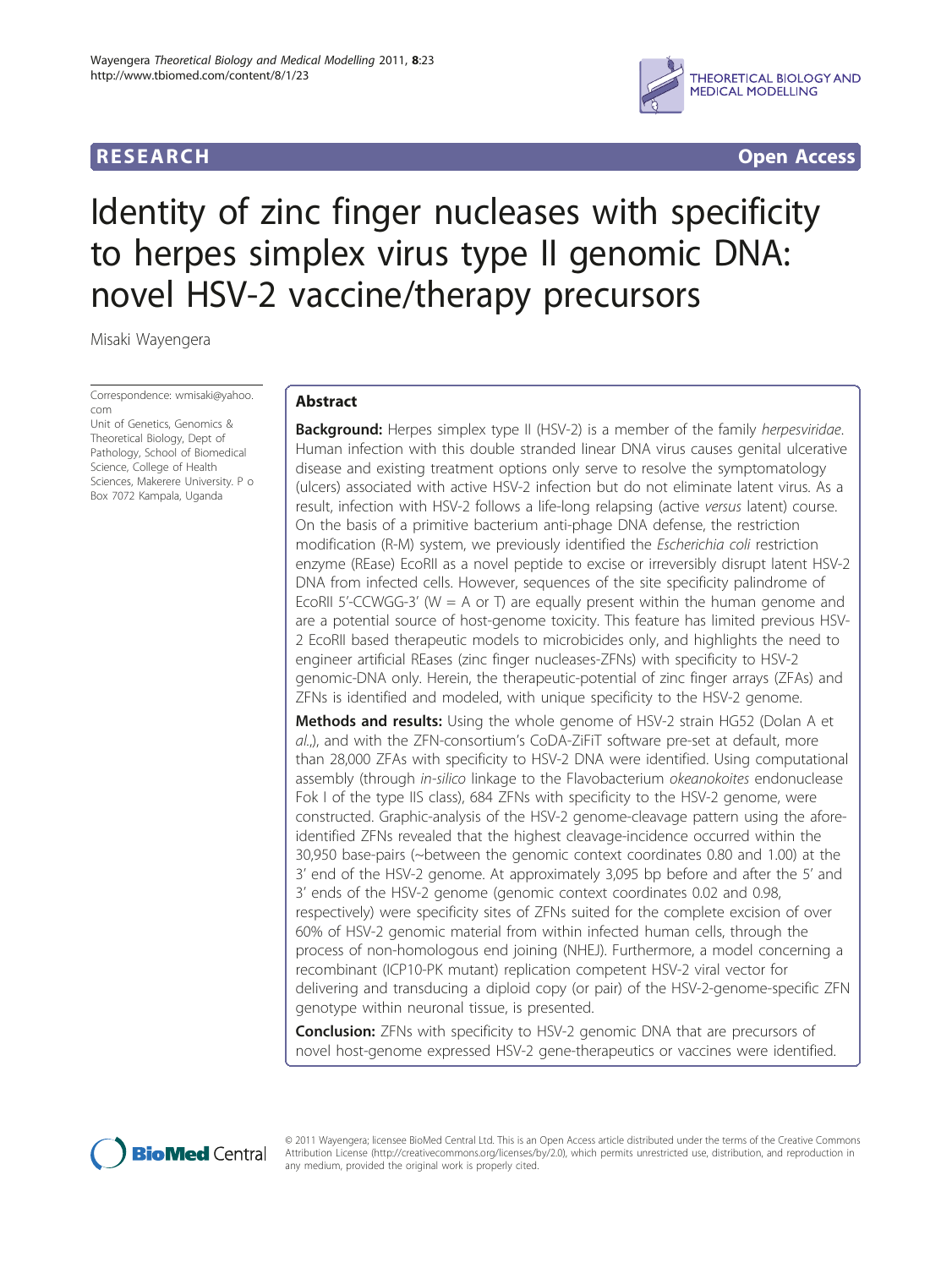RESEARCH Open Access

# Identity of zinc finger nucleases with specificity to herpes simplex virus type II genomic DNA: novel HSV-2 vaccine/therapy precursors

Misaki Wayengera

Correspondence: wmisaki@yahoo.com
Unit of Genetics, Genomics & Theoretical Biology, Dept of Pathology, School of Biomedical Science, College of Health Sciences, Makerere University. P o Box 7072 Kampala, Uganda

## Abstract

**Background:** Herpes simplex type II (HSV-2) is a member of the family *herpesviridae*. Human infection with this double stranded linear DNA virus causes genital ulcerative disease and existing treatment options only serve to resolve the symptomatology (ulcers) associated with active HSV-2 infection but do not eliminate latent virus. As a result, infection with HSV-2 follows a life-long relapsing (active *versus* latent) course. On the basis of a primitive bacterium anti-phage DNA defense, the restriction modification (R-M) system, we previously identified the *Escherichia coli* restriction enzyme (REase) EcoRII as a novel peptide to excise or irreversibly disrupt latent HSV-2 DNA from infected cells. However, sequences of the site specificity palindrome of EcoRII 5'-CCWGG-3' (W = A or T) are equally present within the human genome and are a potential source of host-genome toxicity. This feature has limited previous HSV-2 EcoRII based therapeutic models to microbicides only, and highlights the need to engineer artificial REases (zinc finger nucleases-ZFNs) with specificity to HSV-2 genomic-DNA only. Herein, the therapeutic-potential of zinc finger arrays (ZFAs) and ZFNs is identified and modeled, with unique specificity to the HSV-2 genome.

**Methods and results:** Using the whole genome of HSV-2 strain HG52 (Dolan A et *al.*,), and with the ZFN-consortium's CoDA-ZiFiT software pre-set at default, more than 28,000 ZFAs with specificity to HSV-2 DNA were identified. Using computational assembly (through *in-silico* linkage to the Flavobacterium *okeanokoites* endonuclease Fok I of the type IIS class), 684 ZFNs with specificity to the HSV-2 genome, were constructed. Graphic-analysis of the HSV-2 genome-cleavage pattern using the afore-identified ZFNs revealed that the highest cleavage-incidence occurred within the 30,950 base-pairs (~between the genomic context coordinates 0.80 and 1.00) at the 3' end of the HSV-2 genome. At approximately 3,095 bp before and after the 5' and 3' ends of the HSV-2 genome (genomic context coordinates 0.02 and 0.98, respectively) were specificity sites of ZFNs suited for the complete excision of over 60% of HSV-2 genomic material from within infected human cells, through the process of non-homologous end joining (NHEJ). Furthermore, a model concerning a recombinant (ICP10-PK mutant) replication competent HSV-2 viral vector for delivering and transducing a diploid copy (or pair) of the HSV-2-genome-specific ZFN genotype within neuronal tissue, is presented.

**Conclusion:** ZFNs with specificity to HSV-2 genomic DNA that are precursors of novel host-genome expressed HSV-2 gene-therapeutics or vaccines were identified.

© 2011 Wayengera; licensee BioMed Central Ltd. This is an Open Access article distributed under the terms of the Creative Commons Attribution License (http://creativecommons.org/licenses/by/2.0), which permits unrestricted use, distribution, and reproduction in any medium, provided the original work is properly cited.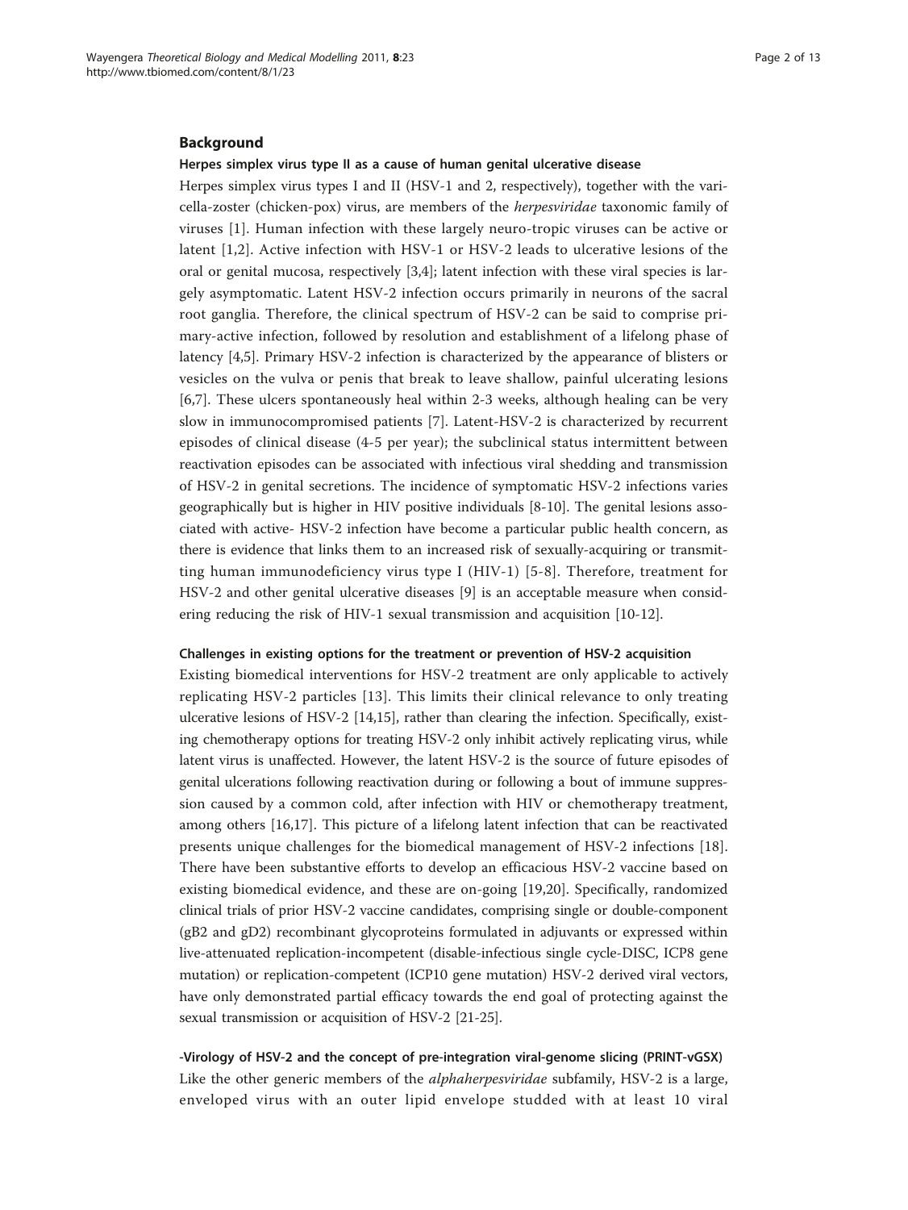## Background

### Herpes simplex virus type II as a cause of human genital ulcerative disease

Herpes simplex virus types I and II (HSV-1 and 2, respectively), together with the varicella-zoster (chicken-pox) virus, are members of the *herpesviridae* taxonomic family of viruses [1]. Human infection with these largely neuro-tropic viruses can be active or latent [1,2]. Active infection with HSV-1 or HSV-2 leads to ulcerative lesions of the oral or genital mucosa, respectively [3,4]; latent infection with these viral species is largely asymptomatic. Latent HSV-2 infection occurs primarily in neurons of the sacral root ganglia. Therefore, the clinical spectrum of HSV-2 can be said to comprise primary-active infection, followed by resolution and establishment of a lifelong phase of latency [4,5]. Primary HSV-2 infection is characterized by the appearance of blisters or vesicles on the vulva or penis that break to leave shallow, painful ulcerating lesions [6,7]. These ulcers spontaneously heal within 2-3 weeks, although healing can be very slow in immunocompromised patients [7]. Latent-HSV-2 is characterized by recurrent episodes of clinical disease (4-5 per year); the subclinical status intermittent between reactivation episodes can be associated with infectious viral shedding and transmission of HSV-2 in genital secretions. The incidence of symptomatic HSV-2 infections varies geographically but is higher in HIV positive individuals [8-10]. The genital lesions associated with active- HSV-2 infection have become a particular public health concern, as there is evidence that links them to an increased risk of sexually-acquiring or transmitting human immunodeficiency virus type I (HIV-1) [5-8]. Therefore, treatment for HSV-2 and other genital ulcerative diseases [9] is an acceptable measure when considering reducing the risk of HIV-1 sexual transmission and acquisition [10-12].

### Challenges in existing options for the treatment or prevention of HSV-2 acquisition

Existing biomedical interventions for HSV-2 treatment are only applicable to actively replicating HSV-2 particles [13]. This limits their clinical relevance to only treating ulcerative lesions of HSV-2 [14,15], rather than clearing the infection. Specifically, existing chemotherapy options for treating HSV-2 only inhibit actively replicating virus, while latent virus is unaffected. However, the latent HSV-2 is the source of future episodes of genital ulcerations following reactivation during or following a bout of immune suppression caused by a common cold, after infection with HIV or chemotherapy treatment, among others [16,17]. This picture of a lifelong latent infection that can be reactivated presents unique challenges for the biomedical management of HSV-2 infections [18]. There have been substantive efforts to develop an efficacious HSV-2 vaccine based on existing biomedical evidence, and these are on-going [19,20]. Specifically, randomized clinical trials of prior HSV-2 vaccine candidates, comprising single or double-component (gB2 and gD2) recombinant glycoproteins formulated in adjuvants or expressed within live-attenuated replication-incompetent (disable-infectious single cycle-DISC, ICP8 gene mutation) or replication-competent (ICP10 gene mutation) HSV-2 derived viral vectors, have only demonstrated partial efficacy towards the end goal of protecting against the sexual transmission or acquisition of HSV-2 [21-25].

### -Virology of HSV-2 and the concept of pre-integration viral-genome slicing (PRINT-vGSX)

Like the other generic members of the *alphaherpesviridae* subfamily, HSV-2 is a large, enveloped virus with an outer lipid envelope studded with at least 10 viral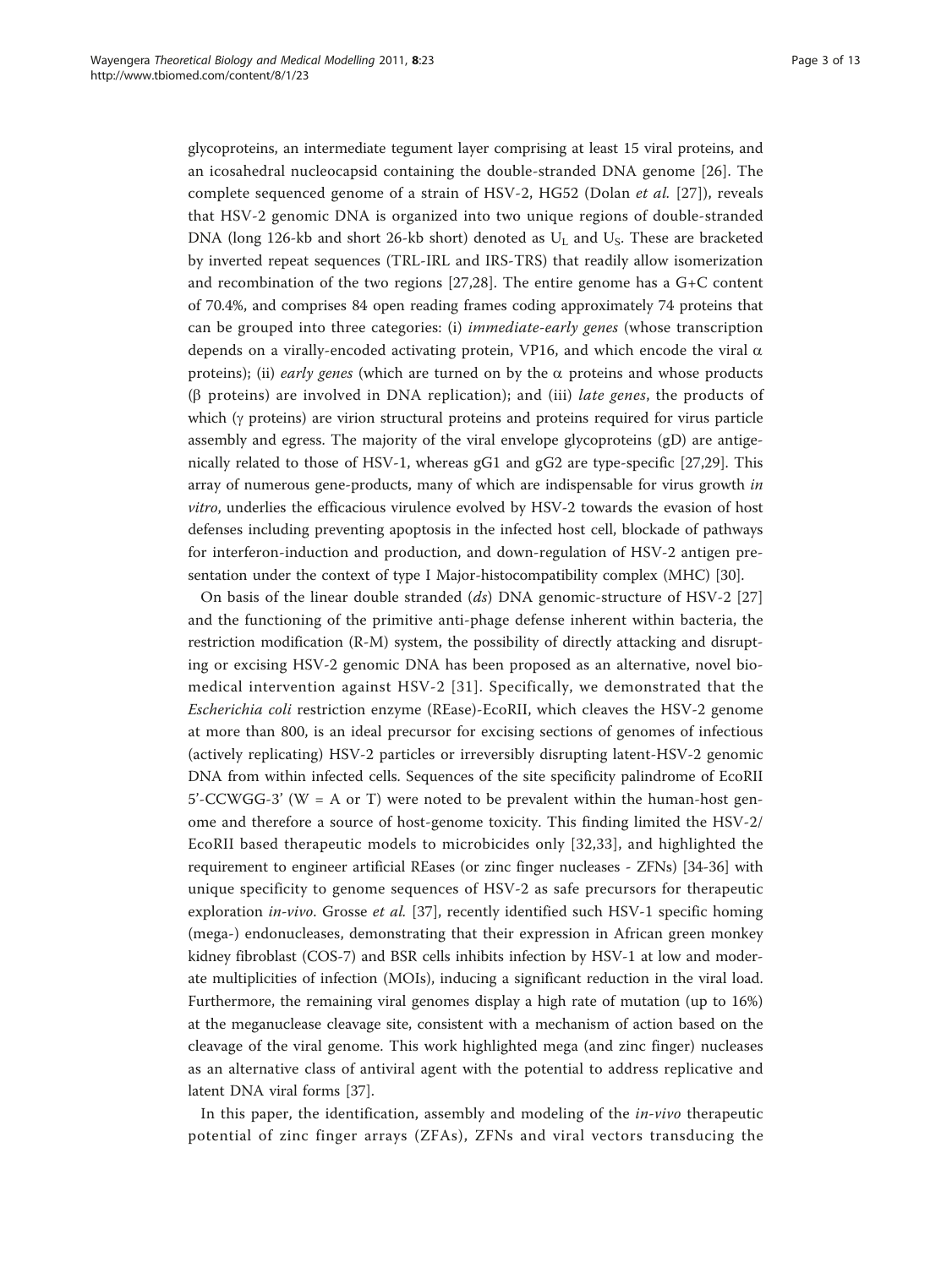glycoproteins, an intermediate tegument layer comprising at least 15 viral proteins, and an icosahedral nucleocapsid containing the double-stranded DNA genome [26]. The complete sequenced genome of a strain of HSV-2, HG52 (Dolan *et al.* [27]), reveals that HSV-2 genomic DNA is organized into two unique regions of double-stranded DNA (long 126-kb and short 26-kb short) denoted as $U_L$ and $U_S$. These are bracketed by inverted repeat sequences (TRL-IRL and IRS-TRS) that readily allow isomerization and recombination of the two regions [27,28]. The entire genome has a G+C content of 70.4%, and comprises 84 open reading frames coding approximately 74 proteins that can be grouped into three categories: (i) *immediate-early genes* (whose transcription depends on a virally-encoded activating protein, VP16, and which encode the viral $\alpha$ proteins); (ii) *early genes* (which are turned on by the $\alpha$ proteins and whose products ($\beta$ proteins) are involved in DNA replication); and (iii) *late genes*, the products of which ($\gamma$ proteins) are virion structural proteins and proteins required for virus particle assembly and egress. The majority of the viral envelope glycoproteins (gD) are antigenically related to those of HSV-1, whereas gG1 and gG2 are type-specific [27,29]. This array of numerous gene-products, many of which are indispensable for virus growth *in vitro*, underlies the efficacious virulence evolved by HSV-2 towards the evasion of host defenses including preventing apoptosis in the infected host cell, blockade of pathways for interferon-induction and production, and down-regulation of HSV-2 antigen presentation under the context of type I Major-histocompatibility complex (MHC) [30].

On basis of the linear double stranded (*ds*) DNA genomic-structure of HSV-2 [27] and the functioning of the primitive anti-phage defense inherent within bacteria, the restriction modification (R-M) system, the possibility of directly attacking and disrupting or excising HSV-2 genomic DNA has been proposed as an alternative, novel biomedical intervention against HSV-2 [31]. Specifically, we demonstrated that the *Escherichia coli* restriction enzyme (REase)-EcoRII, which cleaves the HSV-2 genome at more than 800, is an ideal precursor for excising sections of genomes of infectious (actively replicating) HSV-2 particles or irreversibly disrupting latent-HSV-2 genomic DNA from within infected cells. Sequences of the site specificity palindrome of EcoRII 5'-CCWGG-3' (W = A or T) were noted to be prevalent within the human-host genome and therefore a source of host-genome toxicity. This finding limited the HSV-2/EcoRII based therapeutic models to microbicides only [32,33], and highlighted the requirement to engineer artificial REases (or zinc finger nucleases - ZFNs) [34-36] with unique specificity to genome sequences of HSV-2 as safe precursors for therapeutic exploration *in-vivo*. Grosse *et al.* [37], recently identified such HSV-1 specific homing (mega-) endonucleases, demonstrating that their expression in African green monkey kidney fibroblast (COS-7) and BSR cells inhibits infection by HSV-1 at low and moderate multiplicities of infection (MOIs), inducing a significant reduction in the viral load. Furthermore, the remaining viral genomes display a high rate of mutation (up to 16%) at the meganuclease cleavage site, consistent with a mechanism of action based on the cleavage of the viral genome. This work highlighted mega (and zinc finger) nucleases as an alternative class of antiviral agent with the potential to address replicative and latent DNA viral forms [37].

In this paper, the identification, assembly and modeling of the *in-vivo* therapeutic potential of zinc finger arrays (ZFAs), ZFNs and viral vectors transducing the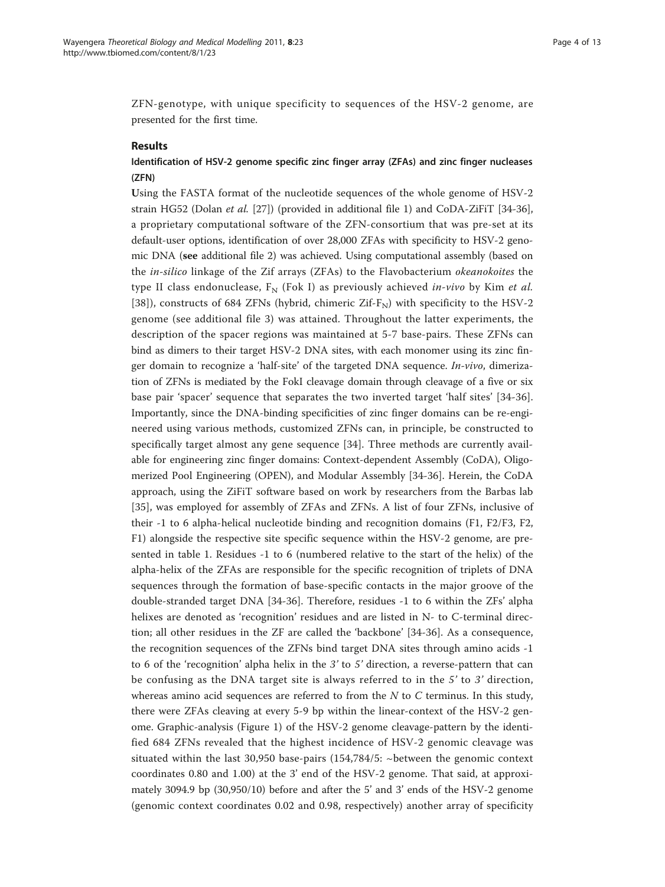ZFN-genotype, with unique specificity to sequences of the HSV-2 genome, are presented for the first time.

## Results

### Identification of HSV-2 genome specific zinc finger array (ZFAs) and zinc finger nucleases (ZFN)

Using the FASTA format of the nucleotide sequences of the whole genome of HSV-2 strain HG52 (Dolan *et al.* [27]) (provided in additional file 1) and CoDA-ZiFiT [34-36], a proprietary computational software of the ZFN-consortium that was pre-set at its default-user options, identification of over 28,000 ZFAs with specificity to HSV-2 genomic DNA (**see** additional file 2) was achieved. Using computational assembly (based on the *in-silico* linkage of the Zif arrays (ZFAs) to the Flavobacterium *okeanokoites* the type II class endonuclease, $F_N$ (Fok I) as previously achieved *in-vivo* by Kim *et al.* [38]), constructs of 684 ZFNs (hybrid, chimeric Zif-$F_N$) with specificity to the HSV-2 genome (see additional file 3) was attained. Throughout the latter experiments, the description of the spacer regions was maintained at 5-7 base-pairs. These ZFNs can bind as dimers to their target HSV-2 DNA sites, with each monomer using its zinc finger domain to recognize a 'half-site' of the targeted DNA sequence. *In-vivo*, dimerization of ZFNs is mediated by the FokI cleavage domain through cleavage of a five or six base pair 'spacer' sequence that separates the two inverted target 'half sites' [34-36]. Importantly, since the DNA-binding specificities of zinc finger domains can be re-engineered using various methods, customized ZFNs can, in principle, be constructed to specifically target almost any gene sequence [34]. Three methods are currently available for engineering zinc finger domains: Context-dependent Assembly (CoDA), Oligomerized Pool Engineering (OPEN), and Modular Assembly [34-36]. Herein, the CoDA approach, using the ZiFiT software based on work by researchers from the Barbas lab [35], was employed for assembly of ZFAs and ZFNs. A list of four ZFNs, inclusive of their -1 to 6 alpha-helical nucleotide binding and recognition domains (F1, F2/F3, F2, F1) alongside the respective site specific sequence within the HSV-2 genome, are presented in table 1. Residues -1 to 6 (numbered relative to the start of the helix) of the alpha-helix of the ZFAs are responsible for the specific recognition of triplets of DNA sequences through the formation of base-specific contacts in the major groove of the double-stranded target DNA [34-36]. Therefore, residues -1 to 6 within the ZFs' alpha helixes are denoted as 'recognition' residues and are listed in N- to C-terminal direction; all other residues in the ZF are called the 'backbone' [34-36]. As a consequence, the recognition sequences of the ZFNs bind target DNA sites through amino acids -1 to 6 of the 'recognition' alpha helix in the *3'* to *5'* direction, a reverse-pattern that can be confusing as the DNA target site is always referred to in the *5'* to *3'* direction, whereas amino acid sequences are referred to from the *N* to *C* terminus. In this study, there were ZFAs cleaving at every 5-9 bp within the linear-context of the HSV-2 genome. Graphic-analysis (Figure 1) of the HSV-2 genome cleavage-pattern by the identified 684 ZFNs revealed that the highest incidence of HSV-2 genomic cleavage was situated within the last 30,950 base-pairs (154,784/5: ~between the genomic context coordinates 0.80 and 1.00) at the 3' end of the HSV-2 genome. That said, at approximately 3094.9 bp (30,950/10) before and after the 5' and 3' ends of the HSV-2 genome (genomic context coordinates 0.02 and 0.98, respectively) another array of specificity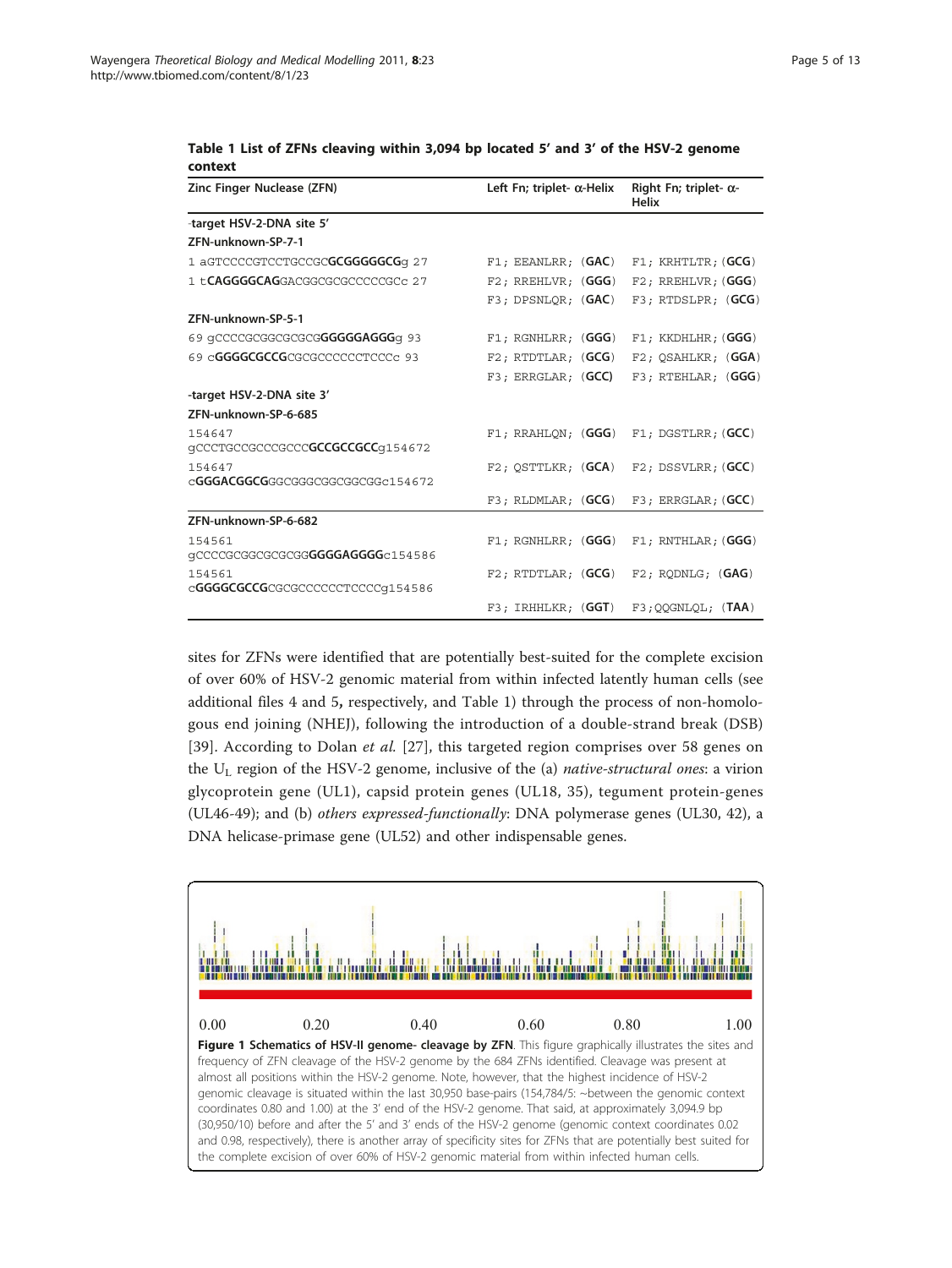**Table 1 List of ZFNs cleaving within 3,094 bp located 5′ and 3′ of the HSV-2 genome context**

| Zinc Finger Nuclease (ZFN) | Left Fn; triplet- α-Helix | Right Fn; triplet- α-Helix |
|---|---|---|
| -target HSV-2-DNA site 5′ | | |
| **ZFN-unknown-SP-7-1** | | |
| 1 aGTCCCCGTCCTGCCGC**GCGGGGGCG**g 27 | F1; EEANLRR; (**GAC**) | F1; KRHTLTR; (**GCG**) |
| 1 t**CAGGGGCAG**GACGGCGCGCCCCCGCc 27 | F2; RREHLVR; (**GGG**) | F2; RREHLVR; (**GGG**) |
| | F3; DPSNLQR; (**GAC**) | F3; RTDSLPR; (**GCG**) |
| **ZFN-unknown-SP-5-1** | | |
| 69 gCCCCGCGGCGCGCG**GGGGAGGG**g 93 | F1; RGNHLRR; (**GGG**) | F1; KKDHLHR; (**GGG**) |
| 69 c**GGGGCGCCG**CGCGCCCCCCTCCCc 93 | F2; RTDTLAR; (**GCG**) | F2; QSAHLKR; (**GGA**) |
| | F3; ERRGLAR; (**GCC**) | F3; RTEHLAR; (**GGG**) |
| -target HSV-2-DNA site 3′ | | |
| **ZFN-unknown-SP-6-685** | | |
| 154647 gCCCTGCCGCCCGCCC**GCCGCCGCC**g154672 | F1; RRAHLQN; (**GGG**) | F1; DGSTLRR; (**GCC**) |
| 154647 c**GGGACGGCG**GGCGGGCGGCGGCGGc154672 | F2; QSTTLKR; (**GCA**) | F2; DSSVLRR; (**GCC**) |
| | F3; RLDMLAR; (**GCG**) | F3; ERRGLAR; (**GCC**) |
| **ZFN-unknown-SP-6-682** | | |
| 154561 gCCCCGCGGCGCGCGG**GGGGAGGGG**c154586 | F1; RGNHLRR; (**GGG**) | F1; RNTHLAR; (**GGG**) |
| 154561 c**GGGGCGCCG**CGCGCCCCCCTCCCCg154586 | F2; RTDTLAR; (**GCG**) | F2; RQDNLG; (**GAG**) |
| | F3; IRHHLKR; (**GGT**) | F3;QQGNLQL; (**TAA**) |

sites for ZFNs were identified that are potentially best-suited for the complete excision of over 60% of HSV-2 genomic material from within infected latently human cells (see additional files 4 and 5**,** respectively, and Table 1) through the process of non-homologous end joining (NHEJ), following the introduction of a double-strand break (DSB) [39]. According to Dolan *et al.* [27], this targeted region comprises over 58 genes on the $U_L$ region of the HSV-2 genome, inclusive of the (a) *native-structural ones*: a virion glycoprotein gene (UL1), capsid protein genes (UL18, 35), tegument protein-genes (UL46-49); and (b) *others expressed-functionally*: DNA polymerase genes (UL30, 42), a DNA helicase-primase gene (UL52) and other indispensable genes.

0.00 0.20 0.40 0.60 0.80 1.00

**Figure 1 Schematics of HSV-II genome- cleavage by ZFN**. This figure graphically illustrates the sites and frequency of ZFN cleavage of the HSV-2 genome by the 684 ZFNs identified. Cleavage was present at almost all positions within the HSV-2 genome. Note, however, that the highest incidence of HSV-2 genomic cleavage is situated within the last 30,950 base-pairs (154,784/5: ~between the genomic context coordinates 0.80 and 1.00) at the 3′ end of the HSV-2 genome. That said, at approximately 3,094.9 bp (30,950/10) before and after the 5′ and 3′ ends of the HSV-2 genome (genomic context coordinates 0.02 and 0.98, respectively), there is another array of specificity sites for ZFNs that are potentially best suited for the complete excision of over 60% of HSV-2 genomic material from within infected human cells.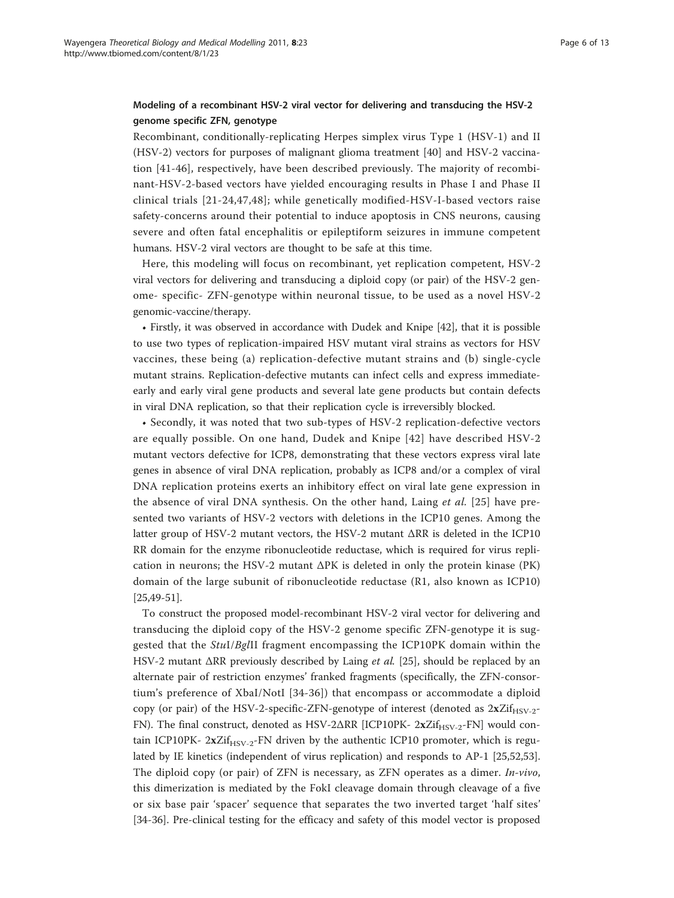### Modeling of a recombinant HSV-2 viral vector for delivering and transducing the HSV-2 genome specific ZFN, genotype

Recombinant, conditionally-replicating Herpes simplex virus Type 1 (HSV-1) and II (HSV-2) vectors for purposes of malignant glioma treatment [40] and HSV-2 vaccination [41-46], respectively, have been described previously. The majority of recombinant-HSV-2-based vectors have yielded encouraging results in Phase I and Phase II clinical trials [21-24,47,48]; while genetically modified-HSV-I-based vectors raise safety-concerns around their potential to induce apoptosis in CNS neurons, causing severe and often fatal encephalitis or epileptiform seizures in immune competent humans. HSV-2 viral vectors are thought to be safe at this time.

Here, this modeling will focus on recombinant, yet replication competent, HSV-2 viral vectors for delivering and transducing a diploid copy (or pair) of the HSV-2 genome- specific- ZFN-genotype within neuronal tissue, to be used as a novel HSV-2 genomic-vaccine/therapy.

- Firstly, it was observed in accordance with Dudek and Knipe [42], that it is possible to use two types of replication-impaired HSV mutant viral strains as vectors for HSV vaccines, these being (a) replication-defective mutant strains and (b) single-cycle mutant strains. Replication-defective mutants can infect cells and express immediate-early and early viral gene products and several late gene products but contain defects in viral DNA replication, so that their replication cycle is irreversibly blocked.
- Secondly, it was noted that two sub-types of HSV-2 replication-defective vectors are equally possible. On one hand, Dudek and Knipe [42] have described HSV-2 mutant vectors defective for ICP8, demonstrating that these vectors express viral late genes in absence of viral DNA replication, probably as ICP8 and/or a complex of viral DNA replication proteins exerts an inhibitory effect on viral late gene expression in the absence of viral DNA synthesis. On the other hand, Laing *et al.* [25] have presented two variants of HSV-2 vectors with deletions in the ICP10 genes. Among the latter group of HSV-2 mutant vectors, the HSV-2 mutant ΔRR is deleted in the ICP10 RR domain for the enzyme ribonucleotide reductase, which is required for virus replication in neurons; the HSV-2 mutant ΔPK is deleted in only the protein kinase (PK) domain of the large subunit of ribonucleotide reductase (R1, also known as ICP10) [25,49-51].

To construct the proposed model-recombinant HSV-2 viral vector for delivering and transducing the diploid copy of the HSV-2 genome specific ZFN-genotype it is suggested that the *Stu*I/*Bgl*II fragment encompassing the ICP10PK domain within the HSV-2 mutant ΔRR previously described by Laing *et al.* [25], should be replaced by an alternate pair of restriction enzymes' franked fragments (specifically, the ZFN-consortium's preference of XbaI/NotI [34-36]) that encompass or accommodate a diploid copy (or pair) of the HSV-2-specific-ZFN-genotype of interest (denoted as $2\mathbf{x}\mathrm{Zif}_{\mathrm{HSV\text{-}2}}$-FN). The final construct, denoted as HSV-2ΔRR [ICP10PK- $2\mathbf{x}\mathrm{Zif}_{\mathrm{HSV\text{-}2}}$-FN] would contain ICP10PK- $2\mathbf{x}\mathrm{Zif}_{\mathrm{HSV\text{-}2}}$-FN driven by the authentic ICP10 promoter, which is regulated by IE kinetics (independent of virus replication) and responds to AP-1 [25,52,53]. The diploid copy (or pair) of ZFN is necessary, as ZFN operates as a dimer. *In-vivo*, this dimerization is mediated by the FokI cleavage domain through cleavage of a five or six base pair 'spacer' sequence that separates the two inverted target 'half sites' [34-36]. Pre-clinical testing for the efficacy and safety of this model vector is proposed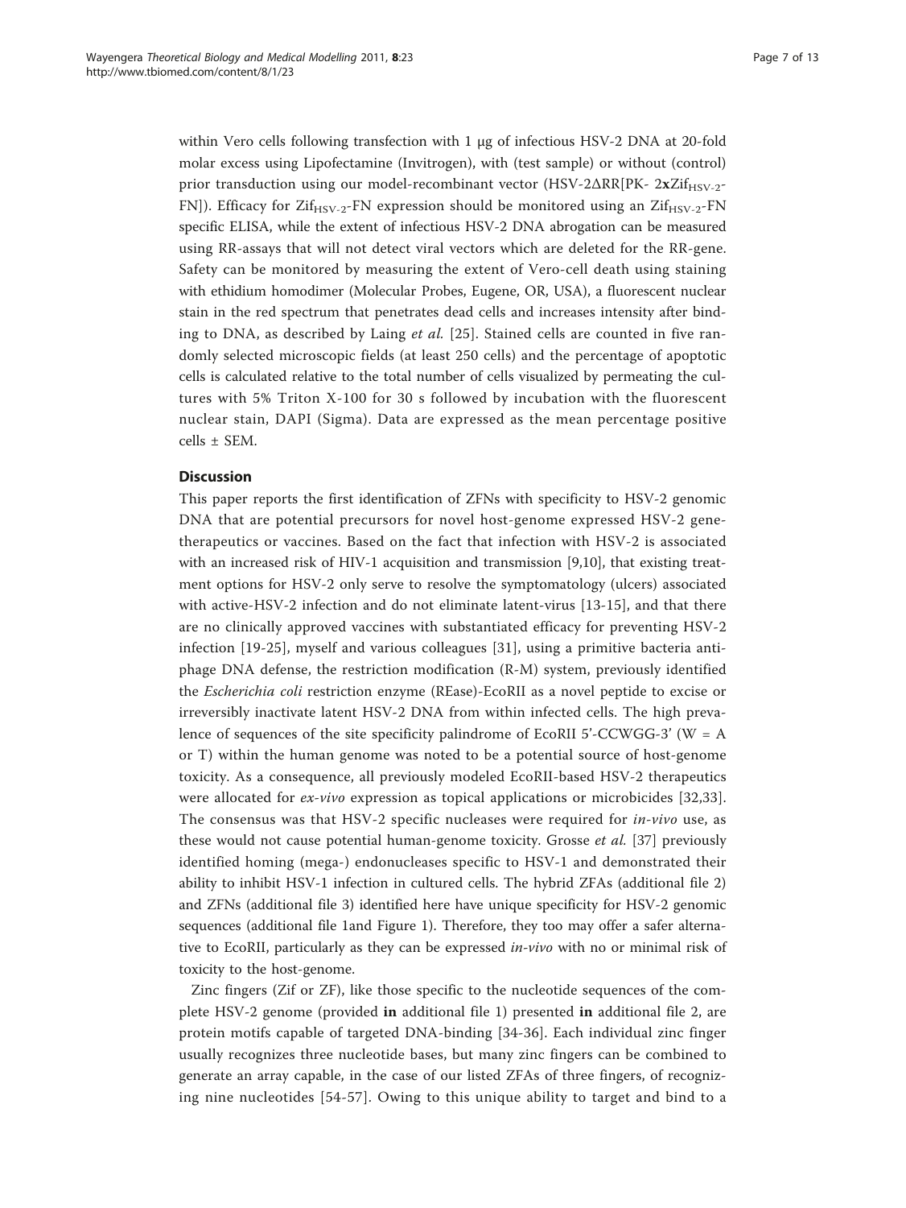within Vero cells following transfection with 1 μg of infectious HSV-2 DNA at 20-fold molar excess using Lipofectamine (Invitrogen), with (test sample) or without (control) prior transduction using our model-recombinant vector (HSV-2ΔRR[PK- 2**x**Zif$_{HSV-2}$-FN]). Efficacy for Zif$_{HSV-2}$-FN expression should be monitored using an Zif$_{HSV-2}$-FN specific ELISA, while the extent of infectious HSV-2 DNA abrogation can be measured using RR-assays that will not detect viral vectors which are deleted for the RR-gene. Safety can be monitored by measuring the extent of Vero-cell death using staining with ethidium homodimer (Molecular Probes, Eugene, OR, USA), a fluorescent nuclear stain in the red spectrum that penetrates dead cells and increases intensity after binding to DNA, as described by Laing *et al.* [25]. Stained cells are counted in five randomly selected microscopic fields (at least 250 cells) and the percentage of apoptotic cells is calculated relative to the total number of cells visualized by permeating the cultures with 5% Triton X-100 for 30 s followed by incubation with the fluorescent nuclear stain, DAPI (Sigma). Data are expressed as the mean percentage positive cells ± SEM.

## Discussion

This paper reports the first identification of ZFNs with specificity to HSV-2 genomic DNA that are potential precursors for novel host-genome expressed HSV-2 gene-therapeutics or vaccines. Based on the fact that infection with HSV-2 is associated with an increased risk of HIV-1 acquisition and transmission [9,10], that existing treatment options for HSV-2 only serve to resolve the symptomatology (ulcers) associated with active-HSV-2 infection and do not eliminate latent-virus [13-15], and that there are no clinically approved vaccines with substantiated efficacy for preventing HSV-2 infection [19-25], myself and various colleagues [31], using a primitive bacteria anti-phage DNA defense, the restriction modification (R-M) system, previously identified the *Escherichia coli* restriction enzyme (REase)-EcoRII as a novel peptide to excise or irreversibly inactivate latent HSV-2 DNA from within infected cells. The high prevalence of sequences of the site specificity palindrome of EcoRII 5'-CCWGG-3' (W = A or T) within the human genome was noted to be a potential source of host-genome toxicity. As a consequence, all previously modeled EcoRII-based HSV-2 therapeutics were allocated for *ex-vivo* expression as topical applications or microbicides [32,33]. The consensus was that HSV-2 specific nucleases were required for *in-vivo* use, as these would not cause potential human-genome toxicity. Grosse *et al.* [37] previously identified homing (mega-) endonucleases specific to HSV-1 and demonstrated their ability to inhibit HSV-1 infection in cultured cells. The hybrid ZFAs (additional file 2) and ZFNs (additional file 3) identified here have unique specificity for HSV-2 genomic sequences (additional file 1and Figure 1). Therefore, they too may offer a safer alternative to EcoRII, particularly as they can be expressed *in-vivo* with no or minimal risk of toxicity to the host-genome.

Zinc fingers (Zif or ZF), like those specific to the nucleotide sequences of the complete HSV-2 genome (provided **in** additional file 1) presented **in** additional file 2, are protein motifs capable of targeted DNA-binding [34-36]. Each individual zinc finger usually recognizes three nucleotide bases, but many zinc fingers can be combined to generate an array capable, in the case of our listed ZFAs of three fingers, of recognizing nine nucleotides [54-57]. Owing to this unique ability to target and bind to a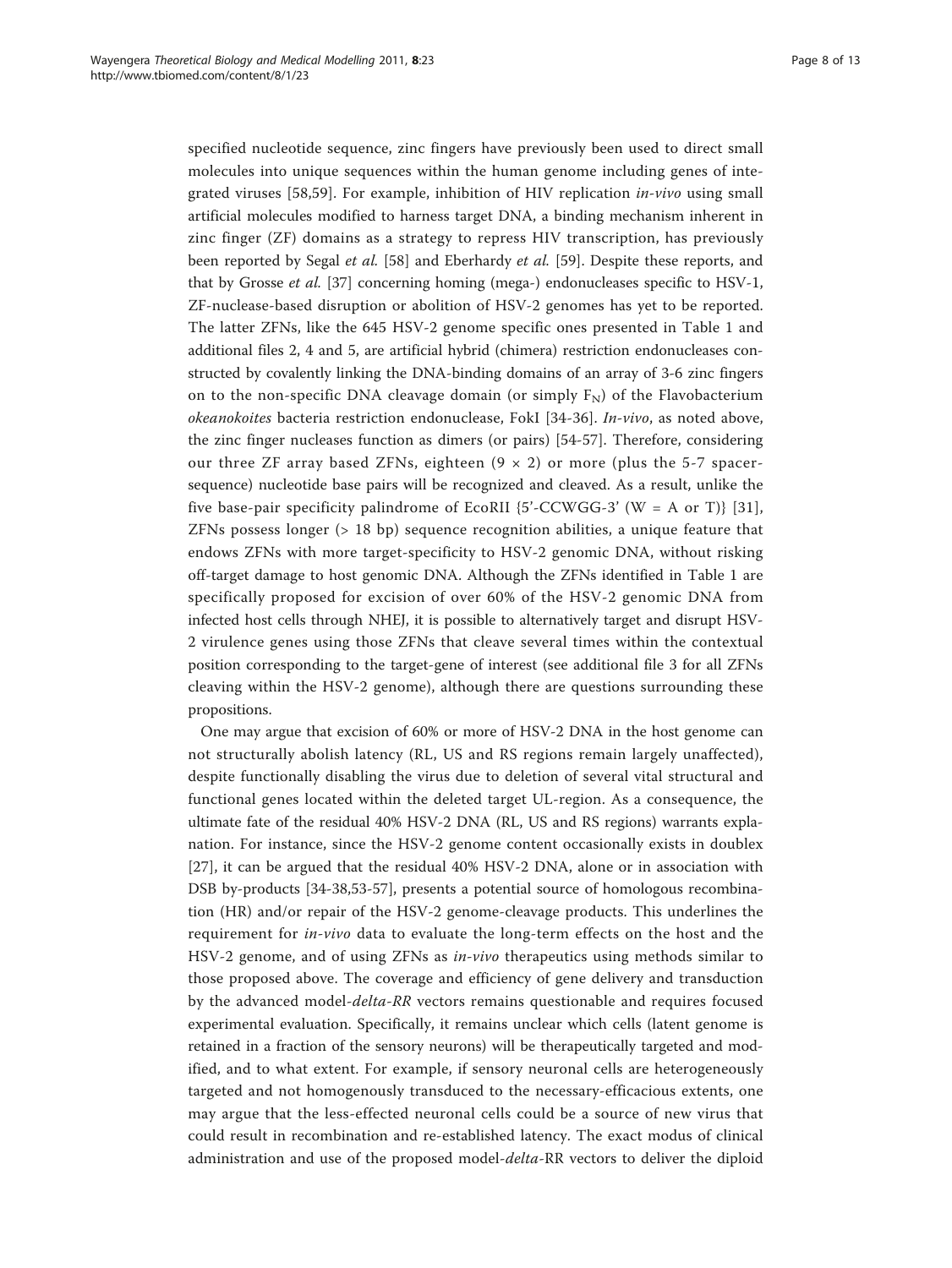specified nucleotide sequence, zinc fingers have previously been used to direct small molecules into unique sequences within the human genome including genes of integrated viruses [58,59]. For example, inhibition of HIV replication *in-vivo* using small artificial molecules modified to harness target DNA, a binding mechanism inherent in zinc finger (ZF) domains as a strategy to repress HIV transcription, has previously been reported by Segal *et al.* [58] and Eberhardy *et al.* [59]. Despite these reports, and that by Grosse *et al.* [37] concerning homing (mega-) endonucleases specific to HSV-1, ZF-nuclease-based disruption or abolition of HSV-2 genomes has yet to be reported. The latter ZFNs, like the 645 HSV-2 genome specific ones presented in Table 1 and additional files 2, 4 and 5, are artificial hybrid (chimera) restriction endonucleases constructed by covalently linking the DNA-binding domains of an array of 3-6 zinc fingers on to the non-specific DNA cleavage domain (or simply $F_N$) of the Flavobacterium *okeanokoites* bacteria restriction endonuclease, FokI [34-36]. *In-vivo*, as noted above, the zinc finger nucleases function as dimers (or pairs) [54-57]. Therefore, considering our three ZF array based ZFNs, eighteen ($9 \times 2$) or more (plus the 5-7 spacer-sequence) nucleotide base pairs will be recognized and cleaved. As a result, unlike the five base-pair specificity palindrome of EcoRII {5'-CCWGG-3' (W = A or T)} [31], ZFNs possess longer (> 18 bp) sequence recognition abilities, a unique feature that endows ZFNs with more target-specificity to HSV-2 genomic DNA, without risking off-target damage to host genomic DNA. Although the ZFNs identified in Table 1 are specifically proposed for excision of over 60% of the HSV-2 genomic DNA from infected host cells through NHEJ, it is possible to alternatively target and disrupt HSV-2 virulence genes using those ZFNs that cleave several times within the contextual position corresponding to the target-gene of interest (see additional file 3 for all ZFNs cleaving within the HSV-2 genome), although there are questions surrounding these propositions.

One may argue that excision of 60% or more of HSV-2 DNA in the host genome can not structurally abolish latency (RL, US and RS regions remain largely unaffected), despite functionally disabling the virus due to deletion of several vital structural and functional genes located within the deleted target UL-region. As a consequence, the ultimate fate of the residual 40% HSV-2 DNA (RL, US and RS regions) warrants explanation. For instance, since the HSV-2 genome content occasionally exists in doublex [27], it can be argued that the residual 40% HSV-2 DNA, alone or in association with DSB by-products [34-38,53-57], presents a potential source of homologous recombination (HR) and/or repair of the HSV-2 genome-cleavage products. This underlines the requirement for *in-vivo* data to evaluate the long-term effects on the host and the HSV-2 genome, and of using ZFNs as *in-vivo* therapeutics using methods similar to those proposed above. The coverage and efficiency of gene delivery and transduction by the advanced model-*delta-RR* vectors remains questionable and requires focused experimental evaluation. Specifically, it remains unclear which cells (latent genome is retained in a fraction of the sensory neurons) will be therapeutically targeted and modified, and to what extent. For example, if sensory neuronal cells are heterogeneously targeted and not homogenously transduced to the necessary-efficacious extents, one may argue that the less-effected neuronal cells could be a source of new virus that could result in recombination and re-established latency. The exact modus of clinical administration and use of the proposed model-*delta*-RR vectors to deliver the diploid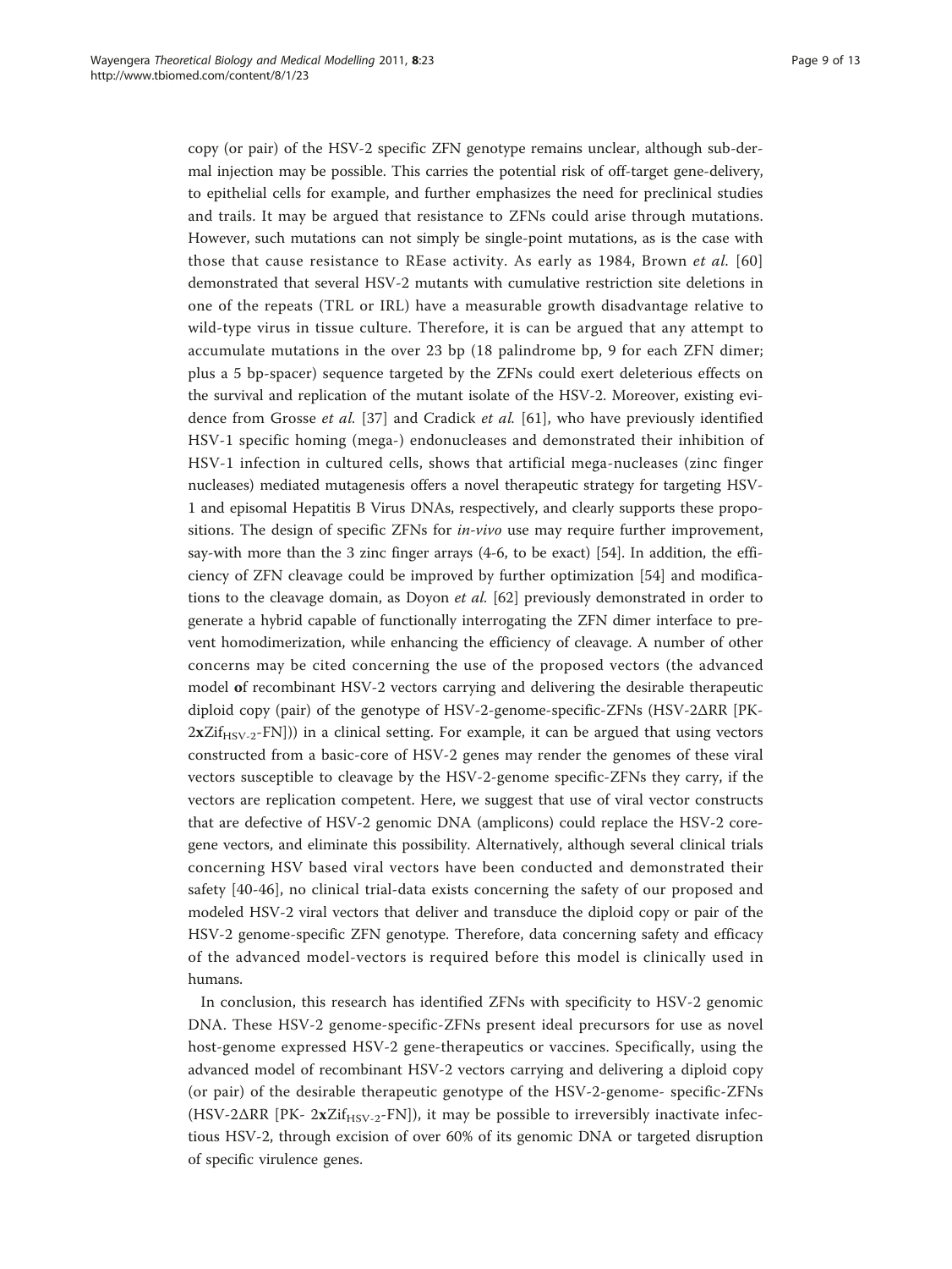copy (or pair) of the HSV-2 specific ZFN genotype remains unclear, although sub-dermal injection may be possible. This carries the potential risk of off-target gene-delivery, to epithelial cells for example, and further emphasizes the need for preclinical studies and trails. It may be argued that resistance to ZFNs could arise through mutations. However, such mutations can not simply be single-point mutations, as is the case with those that cause resistance to REase activity. As early as 1984, Brown *et al.* [60] demonstrated that several HSV-2 mutants with cumulative restriction site deletions in one of the repeats (TRL or IRL) have a measurable growth disadvantage relative to wild-type virus in tissue culture. Therefore, it is can be argued that any attempt to accumulate mutations in the over 23 bp (18 palindrome bp, 9 for each ZFN dimer; plus a 5 bp-spacer) sequence targeted by the ZFNs could exert deleterious effects on the survival and replication of the mutant isolate of the HSV-2. Moreover, existing evidence from Grosse *et al.* [37] and Cradick *et al.* [61], who have previously identified HSV-1 specific homing (mega-) endonucleases and demonstrated their inhibition of HSV-1 infection in cultured cells, shows that artificial mega-nucleases (zinc finger nucleases) mediated mutagenesis offers a novel therapeutic strategy for targeting HSV-1 and episomal Hepatitis B Virus DNAs, respectively, and clearly supports these propositions. The design of specific ZFNs for *in-vivo* use may require further improvement, say-with more than the 3 zinc finger arrays (4-6, to be exact) [54]. In addition, the efficiency of ZFN cleavage could be improved by further optimization [54] and modifications to the cleavage domain, as Doyon *et al.* [62] previously demonstrated in order to generate a hybrid capable of functionally interrogating the ZFN dimer interface to prevent homodimerization, while enhancing the efficiency of cleavage. A number of other concerns may be cited concerning the use of the proposed vectors (the advanced model **o**f recombinant HSV-2 vectors carrying and delivering the desirable therapeutic diploid copy (pair) of the genotype of HSV-2-genome-specific-ZFNs (HSV-2ΔRR [PK-2**x**Zif$_{\text{HSV-2}}$-FN])) in a clinical setting. For example, it can be argued that using vectors constructed from a basic-core of HSV-2 genes may render the genomes of these viral vectors susceptible to cleavage by the HSV-2-genome specific-ZFNs they carry, if the vectors are replication competent. Here, we suggest that use of viral vector constructs that are defective of HSV-2 genomic DNA (amplicons) could replace the HSV-2 core-gene vectors, and eliminate this possibility. Alternatively, although several clinical trials concerning HSV based viral vectors have been conducted and demonstrated their safety [40-46], no clinical trial-data exists concerning the safety of our proposed and modeled HSV-2 viral vectors that deliver and transduce the diploid copy or pair of the HSV-2 genome-specific ZFN genotype. Therefore, data concerning safety and efficacy of the advanced model-vectors is required before this model is clinically used in humans.

In conclusion, this research has identified ZFNs with specificity to HSV-2 genomic DNA. These HSV-2 genome-specific-ZFNs present ideal precursors for use as novel host-genome expressed HSV-2 gene-therapeutics or vaccines. Specifically, using the advanced model of recombinant HSV-2 vectors carrying and delivering a diploid copy (or pair) of the desirable therapeutic genotype of the HSV-2-genome- specific-ZFNs (HSV-2ΔRR [PK- 2**x**Zif$_{\text{HSV-2}}$-FN]), it may be possible to irreversibly inactivate infectious HSV-2, through excision of over 60% of its genomic DNA or targeted disruption of specific virulence genes.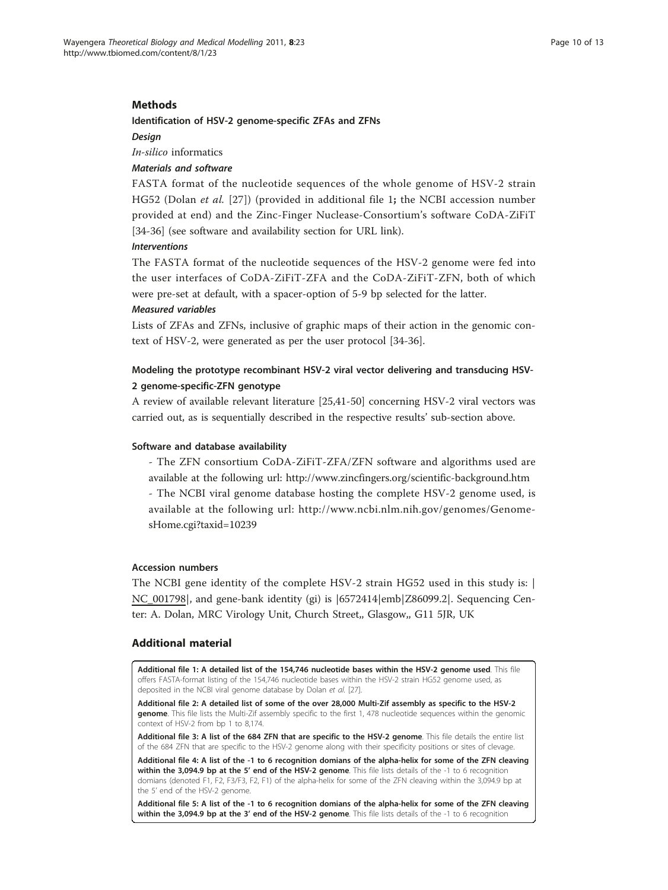## Methods

### Identification of HSV-2 genome-specific ZFAs and ZFNs

#### *Design*

*In-silico* informatics

#### *Materials and software*

FASTA format of the nucleotide sequences of the whole genome of HSV-2 strain HG52 (Dolan *et al.* [27]) (provided in additional file 1**;** the NCBI accession number provided at end) and the Zinc-Finger Nuclease-Consortium's software CoDA-ZiFiT [34-36] (see software and availability section for URL link).

#### *Interventions*

The FASTA format of the nucleotide sequences of the HSV-2 genome were fed into the user interfaces of CoDA-ZiFiT-ZFA and the CoDA-ZiFiT-ZFN, both of which were pre-set at default, with a spacer-option of 5-9 bp selected for the latter.

#### *Measured variables*

Lists of ZFAs and ZFNs, inclusive of graphic maps of their action in the genomic context of HSV-2, were generated as per the user protocol [34-36].

### Modeling the prototype recombinant HSV-2 viral vector delivering and transducing HSV-2 genome-specific-ZFN genotype

A review of available relevant literature [25,41-50] concerning HSV-2 viral vectors was carried out, as is sequentially described in the respective results' sub-section above.

### Software and database availability

- The ZFN consortium CoDA-ZiFiT-ZFA/ZFN software and algorithms used are available at the following url: http://www.zincfingers.org/scientific-background.htm
- The NCBI viral genome database hosting the complete HSV-2 genome used, is available at the following url: http://www.ncbi.nlm.nih.gov/genomes/GenomesHome.cgi?taxid=10239

### Accession numbers

The NCBI gene identity of the complete HSV-2 strain HG52 used in this study is: |NC_001798|, and gene-bank identity (gi) is |6572414|emb|Z86099.2|. Sequencing Center: A. Dolan, MRC Virology Unit, Church Street,, Glasgow,, G11 5JR, UK

## Additional material

**Additional file 1: A detailed list of the 154,746 nucleotide bases within the HSV-2 genome used**. This file offers FASTA-format listing of the 154,746 nucleotide bases within the HSV-2 strain HG52 genome used, as deposited in the NCBI viral genome database by Dolan *et al.* [27].

**Additional file 2: A detailed list of some of the over 28,000 Multi-Zif assembly as specific to the HSV-2 genome**. This file lists the Multi-Zif assembly specific to the first 1, 478 nucleotide sequences within the genomic context of HSV-2 from bp 1 to 8,174.

**Additional file 3: A list of the 684 ZFN that are specific to the HSV-2 genome**. This file details the entire list of the 684 ZFN that are specific to the HSV-2 genome along with their specificity positions or sites of clevage.

**Additional file 4: A list of the -1 to 6 recognition domians of the alpha-helix for some of the ZFN cleaving within the 3,094.9 bp at the 5' end of the HSV-2 genome**. This file lists details of the -1 to 6 recognition domians (denoted F1, F2, F3/F3, F2, F1) of the alpha-helix for some of the ZFN cleaving within the 3,094.9 bp at the 5' end of the HSV-2 genome.

**Additional file 5: A list of the -1 to 6 recognition domians of the alpha-helix for some of the ZFN cleaving within the 3,094.9 bp at the 3' end of the HSV-2 genome**. This file lists details of the -1 to 6 recognition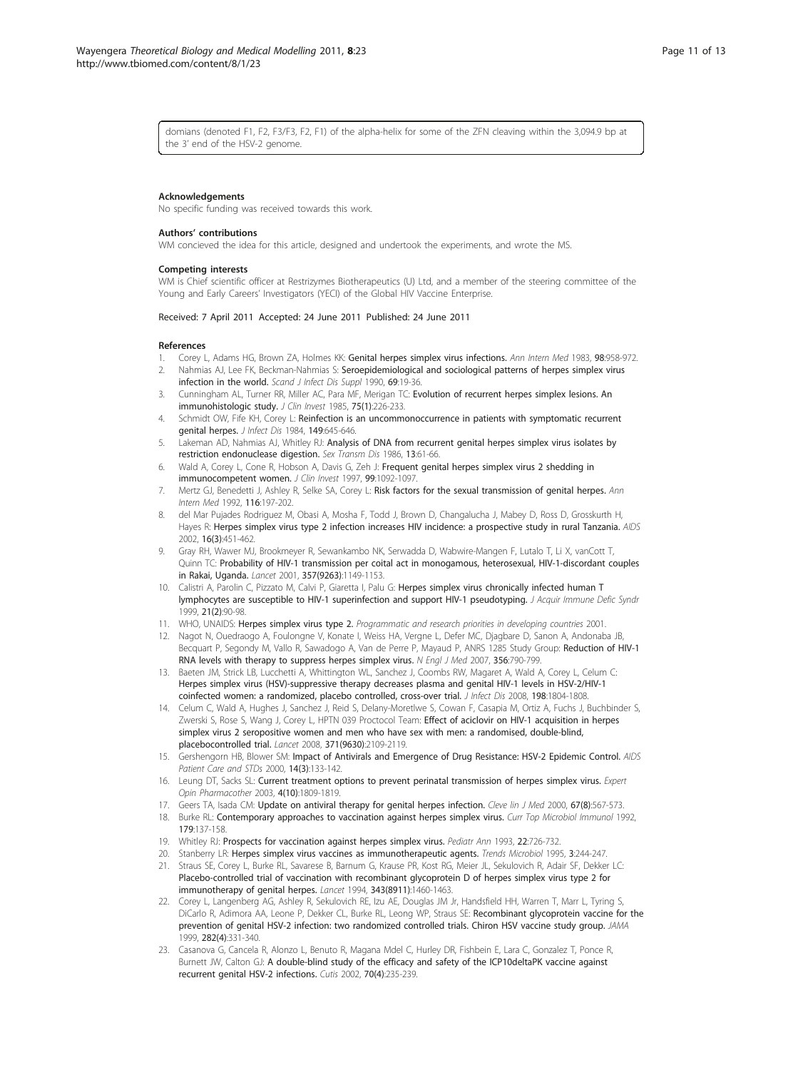domians (denoted F1, F2, F3/F3, F2, F1) of the alpha-helix for some of the ZFN cleaving within the 3,094.9 bp at the 3' end of the HSV-2 genome.

#### Acknowledgements

No specific funding was received towards this work.

#### Authors' contributions

WM concieved the idea for this article, designed and undertook the experiments, and wrote the MS.

#### Competing interests

WM is Chief scientific officer at Restrizymes Biotherapeutics (U) Ltd, and a member of the steering committee of the Young and Early Careers' Investigators (YECI) of the Global HIV Vaccine Enterprise.

Received: 7 April 2011 Accepted: 24 June 2011 Published: 24 June 2011

#### References

1. Corey L, Adams HG, Brown ZA, Holmes KK: **Genital herpes simplex virus infections.** *Ann Intern Med* 1983, **98**:958-972.
2. Nahmias AJ, Lee FK, Beckman-Nahmias S: **Seroepidemiological and sociological patterns of herpes simplex virus infection in the world.** *Scand J Infect Dis Suppl* 1990, **69**:19-36.
3. Cunningham AL, Turner RR, Miller AC, Para MF, Merigan TC: **Evolution of recurrent herpes simplex lesions. An immunohistologic study.** *J Clin Invest* 1985, **75(1)**:226-233.
4. Schmidt OW, Fife KH, Corey L: **Reinfection is an uncommonoccurrence in patients with symptomatic recurrent genital herpes.** *J Infect Dis* 1984, **149**:645-646.
5. Lakeman AD, Nahmias AJ, Whitley RJ: **Analysis of DNA from recurrent genital herpes simplex virus isolates by restriction endonuclease digestion.** *Sex Transm Dis* 1986, **13**:61-66.
6. Wald A, Corey L, Cone R, Hobson A, Davis G, Zeh J: **Frequent genital herpes simplex virus 2 shedding in immunocompetent women.** *J Clin Invest* 1997, **99**:1092-1097.
7. Mertz GJ, Benedetti J, Ashley R, Selke SA, Corey L: **Risk factors for the sexual transmission of genital herpes.** *Ann Intern Med* 1992, **116**:197-202.
8. del Mar Pujades Rodriguez M, Obasi A, Mosha F, Todd J, Brown D, Changalucha J, Mabey D, Ross D, Grosskurth H, Hayes R: **Herpes simplex virus type 2 infection increases HIV incidence: a prospective study in rural Tanzania.** *AIDS* 2002, **16(3)**:451-462.
9. Gray RH, Wawer MJ, Brookmeyer R, Sewankambo NK, Serwadda D, Wabwire-Mangen F, Lutalo T, Li X, vanCott T, Quinn TC: **Probability of HIV-1 transmission per coital act in monogamous, heterosexual, HIV-1-discordant couples in Rakai, Uganda.** *Lancet* 2001, **357(9263)**:1149-1153.
10. Calistri A, Parolin C, Pizzato M, Calvi P, Giaretta I, Palu G: **Herpes simplex virus chronically infected human T lymphocytes are susceptible to HIV-1 superinfection and support HIV-1 pseudotyping.** *J Acquir Immune Defic Syndr* 1999, **21(2)**:90-98.
11. WHO, UNAIDS: **Herpes simplex virus type 2.** *Programmatic and research priorities in developing countries* 2001.
12. Nagot N, Ouedraogo A, Foulongne V, Konate I, Weiss HA, Vergne L, Defer MC, Djagbare D, Sanon A, Andonaba JB, Becquart P, Segondy M, Vallo R, Sawadogo A, Van de Perre P, Mayaud P, ANRS 1285 Study Group: **Reduction of HIV-1 RNA levels with therapy to suppress herpes simplex virus.** *N Engl J Med* 2007, **356**:790-799.
13. Baeten JM, Strick LB, Lucchetti A, Whittington WL, Sanchez J, Coombs RW, Magaret A, Wald A, Corey L, Celum C: **Herpes simplex virus (HSV)-suppressive therapy decreases plasma and genital HIV-1 levels in HSV-2/HIV-1 coinfected women: a randomized, placebo controlled, cross-over trial.** *J Infect Dis* 2008, **198**:1804-1808.
14. Celum C, Wald A, Hughes J, Sanchez J, Reid S, Delany-Moretlwe S, Cowan F, Casapia M, Ortiz A, Fuchs J, Buchbinder S, Zwerski S, Rose S, Wang J, Corey L, HPTN 039 Proctocol Team: **Effect of aciclovir on HIV-1 acquisition in herpes simplex virus 2 seropositive women and men who have sex with men: a randomised, double-blind, placebocontrolled trial.** *Lancet* 2008, **371(9630)**:2109-2119.
15. Gershengorn HB, Blower SM: **Impact of Antivirals and Emergence of Drug Resistance: HSV-2 Epidemic Control.** *AIDS Patient Care and STDs* 2000, **14(3)**:133-142.
16. Leung DT, Sacks SL: **Current treatment options to prevent perinatal transmission of herpes simplex virus.** *Expert Opin Pharmacother* 2003, **4(10)**:1809-1819.
17. Geers TA, Isada CM: **Update on antiviral therapy for genital herpes infection.** *Cleve lin J Med* 2000, **67(8)**:567-573.
18. Burke RL: **Contemporary approaches to vaccination against herpes simplex virus.** *Curr Top Microbiol Immunol* 1992, **179**:137-158.
19. Whitley RJ: **Prospects for vaccination against herpes simplex virus.** *Pediatr Ann* 1993, **22**:726-732.
20. Stanberry LR: **Herpes simplex virus vaccines as immunotherapeutic agents.** *Trends Microbiol* 1995, **3**:244-247.
21. Straus SE, Corey L, Burke RL, Savarese B, Barnum G, Krause PR, Kost RG, Meier JL, Sekulovich R, Adair SF, Dekker LC: **Placebo-controlled trial of vaccination with recombinant glycoprotein D of herpes simplex virus type 2 for immunotherapy of genital herpes.** *Lancet* 1994, **343(8911)**:1460-1463.
22. Corey L, Langenberg AG, Ashley R, Sekulovich RE, Izu AE, Douglas JM Jr, Handsfield HH, Warren T, Marr L, Tyring S, DiCarlo R, Adimora AA, Leone P, Dekker CL, Burke RL, Leong WP, Straus SE: **Recombinant glycoprotein vaccine for the prevention of genital HSV-2 infection: two randomized controlled trials. Chiron HSV vaccine study group.** *JAMA* 1999, **282(4)**:331-340.
23. Casanova G, Cancela R, Alonzo L, Benuto R, Magana Mdel C, Hurley DR, Fishbein E, Lara C, Gonzalez T, Ponce R, Burnett JW, Calton GJ: **A double-blind study of the efficacy and safety of the ICP10deltaPK vaccine against recurrent genital HSV-2 infections.** *Cutis* 2002, **70(4)**:235-239.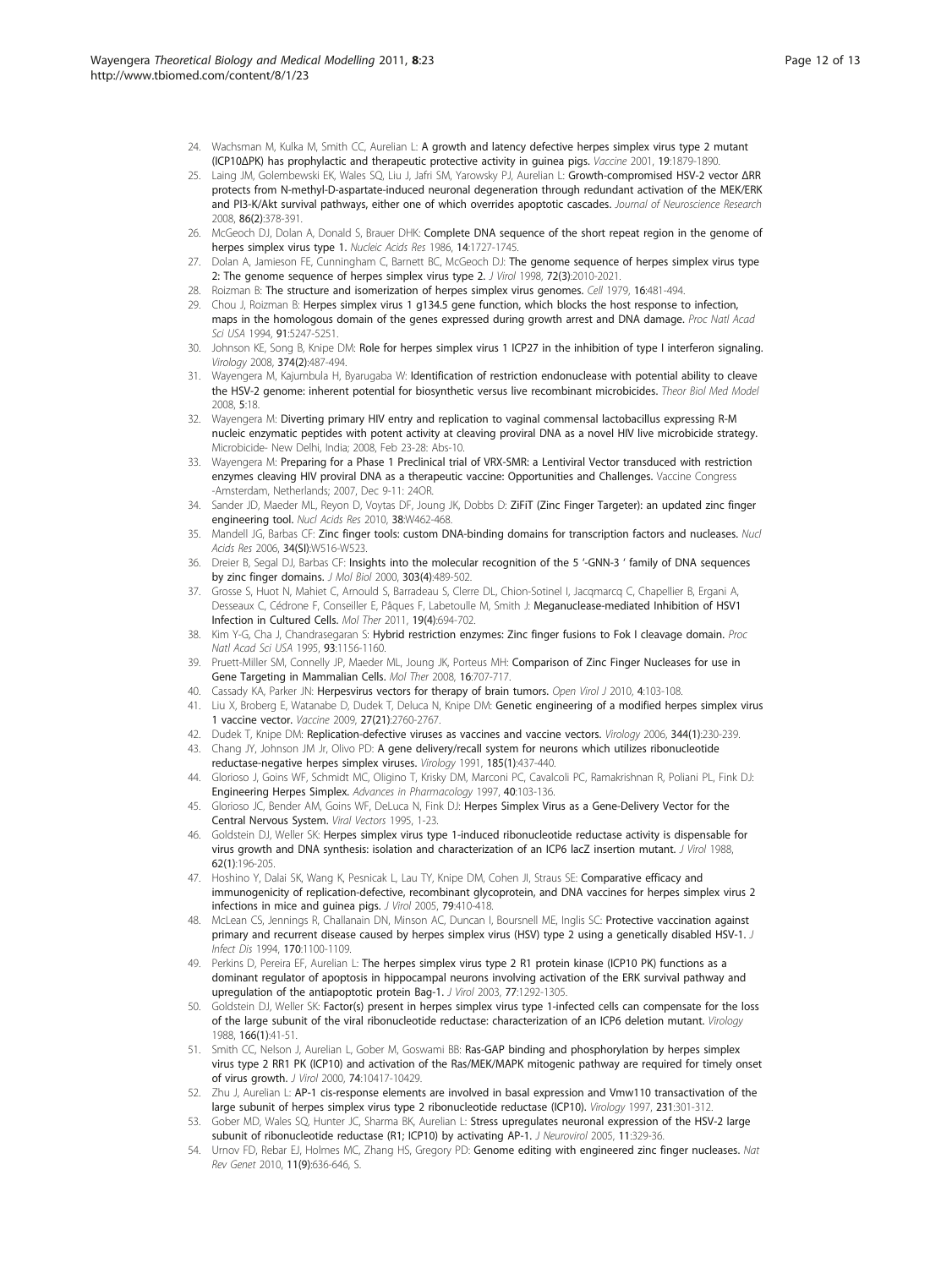24. Wachsman M, Kulka M, Smith CC, Aurelian L: A growth and latency defective herpes simplex virus type 2 mutant (ICP10ΔPK) has prophylactic and therapeutic protective activity in guinea pigs. *Vaccine* 2001, **19**:1879-1890.
25. Laing JM, Golembewski EK, Wales SQ, Liu J, Jafri SM, Yarowsky PJ, Aurelian L: Growth-compromised HSV-2 vector ΔRR protects from N-methyl-D-aspartate-induced neuronal degeneration through redundant activation of the MEK/ERK and PI3-K/Akt survival pathways, either one of which overrides apoptotic cascades. *Journal of Neuroscience Research* 2008, **86(2)**:378-391.
26. McGeoch DJ, Dolan A, Donald S, Brauer DHK: Complete DNA sequence of the short repeat region in the genome of herpes simplex virus type 1. *Nucleic Acids Res* 1986, **14**:1727-1745.
27. Dolan A, Jamieson FE, Cunningham C, Barnett BC, McGeoch DJ: The genome sequence of herpes simplex virus type 2: The genome sequence of herpes simplex virus type 2. *J Virol* 1998, **72(3)**:2010-2021.
28. Roizman B: The structure and isomerization of herpes simplex virus genomes. *Cell* 1979, **16**:481-494.
29. Chou J, Roizman B: Herpes simplex virus 1 g134.5 gene function, which blocks the host response to infection, maps in the homologous domain of the genes expressed during growth arrest and DNA damage. *Proc Natl Acad Sci USA* 1994, **91**:5247-5251.
30. Johnson KE, Song B, Knipe DM: Role for herpes simplex virus 1 ICP27 in the inhibition of type I interferon signaling. *Virology* 2008, **374(2)**:487-494.
31. Wayengera M, Kajumbula H, Byarugaba W: Identification of restriction endonuclease with potential ability to cleave the HSV-2 genome: inherent potential for biosynthetic versus live recombinant microbicides. *Theor Biol Med Model* 2008, **5**:18.
32. Wayengera M: Diverting primary HIV entry and replication to vaginal commensal lactobacillus expressing R-M nucleic enzymatic peptides with potent activity at cleaving proviral DNA as a novel HIV live microbicide strategy. Microbicide- New Delhi, India; 2008, Feb 23-28: Abs-10.
33. Wayengera M: Preparing for a Phase 1 Preclinical trial of VRX-SMR: a Lentiviral Vector transduced with restriction enzymes cleaving HIV proviral DNA as a therapeutic vaccine: Opportunities and Challenges. Vaccine Congress -Amsterdam, Netherlands; 2007, Dec 9-11: 24OR.
34. Sander JD, Maeder ML, Reyon D, Voytas DF, Joung JK, Dobbs D: ZiFiT (Zinc Finger Targeter): an updated zinc finger engineering tool. *Nucl Acids Res* 2010, **38**:W462-468.
35. Mandell JG, Barbas CF: Zinc finger tools: custom DNA-binding domains for transcription factors and nucleases. *Nucl Acids Res* 2006, **34(SI)**:W516-W523.
36. Dreier B, Segal DJ, Barbas CF: Insights into the molecular recognition of the 5 '-GNN-3 ' family of DNA sequences by zinc finger domains. *J Mol Biol* 2000, **303(4)**:489-502.
37. Grosse S, Huot N, Mahiet C, Arnould S, Barradeau S, Clerre DL, Chion-Sotinel I, Jacqmarcq C, Chapellier B, Ergani A, Desseaux C, Cédrone F, Conseiller E, Pâques F, Labetoulle M, Smith J: Meganuclease-mediated Inhibition of HSV1 Infection in Cultured Cells. *Mol Ther* 2011, **19(4)**:694-702.
38. Kim Y-G, Cha J, Chandrasegaran S: Hybrid restriction enzymes: Zinc finger fusions to Fok I cleavage domain. *Proc Natl Acad Sci USA* 1995, **93**:1156-1160.
39. Pruett-Miller SM, Connelly JP, Maeder ML, Joung JK, Porteus MH: Comparison of Zinc Finger Nucleases for use in Gene Targeting in Mammalian Cells. *Mol Ther* 2008, **16**:707-717.
40. Cassady KA, Parker JN: Herpesvirus vectors for therapy of brain tumors. *Open Virol J* 2010, **4**:103-108.
41. Liu X, Broberg E, Watanabe D, Dudek T, Deluca N, Knipe DM: Genetic engineering of a modified herpes simplex virus 1 vaccine vector. *Vaccine* 2009, **27(21)**:2760-2767.
42. Dudek T, Knipe DM: Replication-defective viruses as vaccines and vaccine vectors. *Virology* 2006, **344(1)**:230-239.
43. Chang JY, Johnson JM Jr, Olivo PD: A gene delivery/recall system for neurons which utilizes ribonucleotide reductase-negative herpes simplex viruses. *Virology* 1991, **185(1)**:437-440.
44. Glorioso J, Goins WF, Schmidt MC, Oligino T, Krisky DM, Marconi PC, Cavalcoli PC, Ramakrishnan R, Poliani PL, Fink DJ: Engineering Herpes Simplex. *Advances in Pharmacology* 1997, **40**:103-136.
45. Glorioso JC, Bender AM, Goins WF, DeLuca N, Fink DJ: Herpes Simplex Virus as a Gene-Delivery Vector for the Central Nervous System. *Viral Vectors* 1995, 1-23.
46. Goldstein DJ, Weller SK: Herpes simplex virus type 1-induced ribonucleotide reductase activity is dispensable for virus growth and DNA synthesis: isolation and characterization of an ICP6 lacZ insertion mutant. *J Virol* 1988, **62(1)**:196-205.
47. Hoshino Y, Dalai SK, Wang K, Pesnicak L, Lau TY, Knipe DM, Cohen JI, Straus SE: Comparative efficacy and immunogenicity of replication-defective, recombinant glycoprotein, and DNA vaccines for herpes simplex virus 2 infections in mice and guinea pigs. *J Virol* 2005, **79**:410-418.
48. McLean CS, Jennings R, Challanain DN, Minson AC, Duncan I, Boursnell ME, Inglis SC: Protective vaccination against primary and recurrent disease caused by herpes simplex virus (HSV) type 2 using a genetically disabled HSV-1. *J Infect Dis* 1994, **170**:1100-1109.
49. Perkins D, Pereira EF, Aurelian L: The herpes simplex virus type 2 R1 protein kinase (ICP10 PK) functions as a dominant regulator of apoptosis in hippocampal neurons involving activation of the ERK survival pathway and upregulation of the antiapoptotic protein Bag-1. *J Virol* 2003, **77**:1292-1305.
50. Goldstein DJ, Weller SK: Factor(s) present in herpes simplex virus type 1-infected cells can compensate for the loss of the large subunit of the viral ribonucleotide reductase: characterization of an ICP6 deletion mutant. *Virology* 1988, **166(1)**:41-51.
51. Smith CC, Nelson J, Aurelian L, Gober M, Goswami BB: Ras-GAP binding and phosphorylation by herpes simplex virus type 2 RR1 PK (ICP10) and activation of the Ras/MEK/MAPK mitogenic pathway are required for timely onset of virus growth. *J Virol* 2000, **74**:10417-10429.
52. Zhu J, Aurelian L: AP-1 cis-response elements are involved in basal expression and Vmw110 transactivation of the large subunit of herpes simplex virus type 2 ribonucleotide reductase (ICP10). *Virology* 1997, **231**:301-312.
53. Gober MD, Wales SQ, Hunter JC, Sharma BK, Aurelian L: Stress upregulates neuronal expression of the HSV-2 large subunit of ribonucleotide reductase (R1; ICP10) by activating AP-1. *J Neurovirol* 2005, **11**:329-36.
54. Urnov FD, Rebar EJ, Holmes MC, Zhang HS, Gregory PD: Genome editing with engineered zinc finger nucleases. *Nat Rev Genet* 2010, **11(9)**:636-646, S.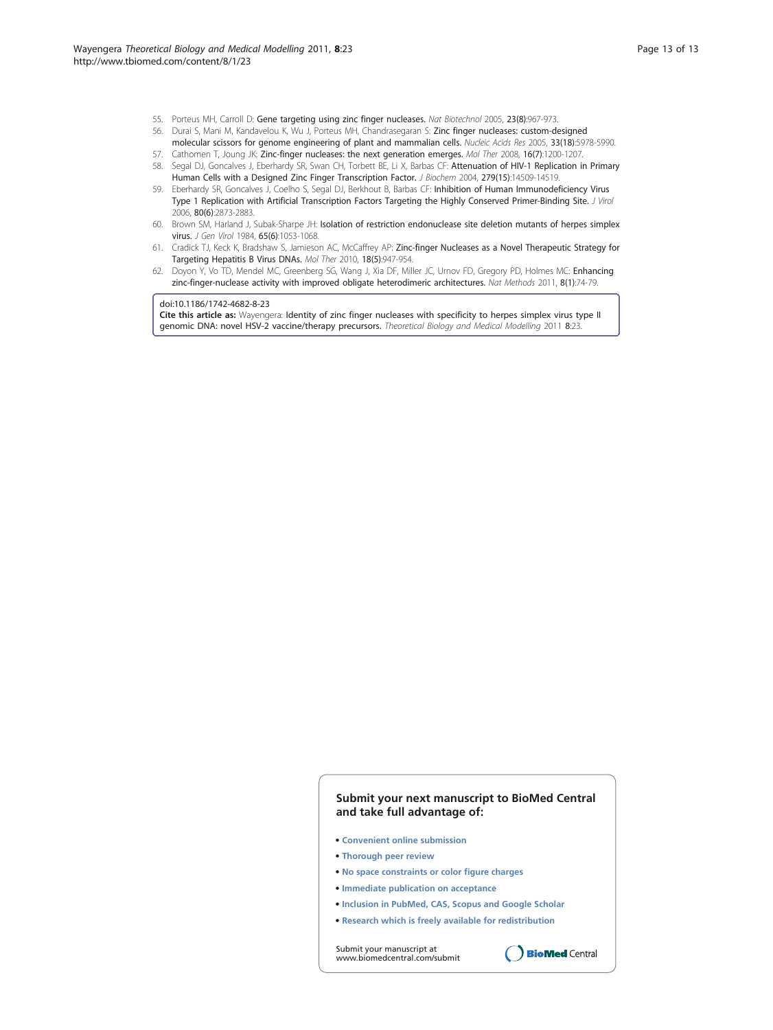55. Porteus MH, Carroll D: **Gene targeting using zinc finger nucleases.** *Nat Biotechnol* 2005, **23(8)**:967-973.
56. Durai S, Mani M, Kandavelou K, Wu J, Porteus MH, Chandrasegaran S: **Zinc finger nucleases: custom-designed molecular scissors for genome engineering of plant and mammalian cells.** *Nucleic Acids Res* 2005, **33(18)**:5978-5990.
57. Cathomen T, Joung JK: **Zinc-finger nucleases: the next generation emerges.** *Mol Ther* 2008, **16(7)**:1200-1207.
58. Segal DJ, Goncalves J, Eberhardy SR, Swan CH, Torbett BE, Li X, Barbas CF: **Attenuation of HIV-1 Replication in Primary Human Cells with a Designed Zinc Finger Transcription Factor.** *J Biochem* 2004, **279(15)**:14509-14519.
59. Eberhardy SR, Goncalves J, Coelho S, Segal DJ, Berkhout B, Barbas CF: **Inhibition of Human Immunodeficiency Virus Type 1 Replication with Artificial Transcription Factors Targeting the Highly Conserved Primer-Binding Site.** *J Virol* 2006, **80(6)**:2873-2883.
60. Brown SM, Harland J, Subak-Sharpe JH: **Isolation of restriction endonuclease site deletion mutants of herpes simplex virus.** *J Gen Virol* 1984, **65(6)**:1053-1068.
61. Cradick TJ, Keck K, Bradshaw S, Jamieson AC, McCaffrey AP: **Zinc-finger Nucleases as a Novel Therapeutic Strategy for Targeting Hepatitis B Virus DNAs.** *Mol Ther* 2010, **18(5)**:947-954.
62. Doyon Y, Vo TD, Mendel MC, Greenberg SG, Wang J, Xia DF, Miller JC, Urnov FD, Gregory PD, Holmes MC: **Enhancing zinc-finger-nuclease activity with improved obligate heterodimeric architectures.** *Nat Methods* 2011, **8(1)**:74-79.

doi:10.1186/1742-4682-8-23

**Cite this article as:** Wayengera: Identity of zinc finger nucleases with specificity to herpes simplex virus type II genomic DNA: novel HSV-2 vaccine/therapy precursors. *Theoretical Biology and Medical Modelling* 2011 **8**:23.

**Submit your next manuscript to BioMed Central and take full advantage of:**

- **Convenient online submission**
- **Thorough peer review**
- **No space constraints or color figure charges**
- **Immediate publication on acceptance**
- **Inclusion in PubMed, CAS, Scopus and Google Scholar**
- **Research which is freely available for redistribution**

Submit your manuscript at
www.biomedcentral.com/submit

BioMed Central